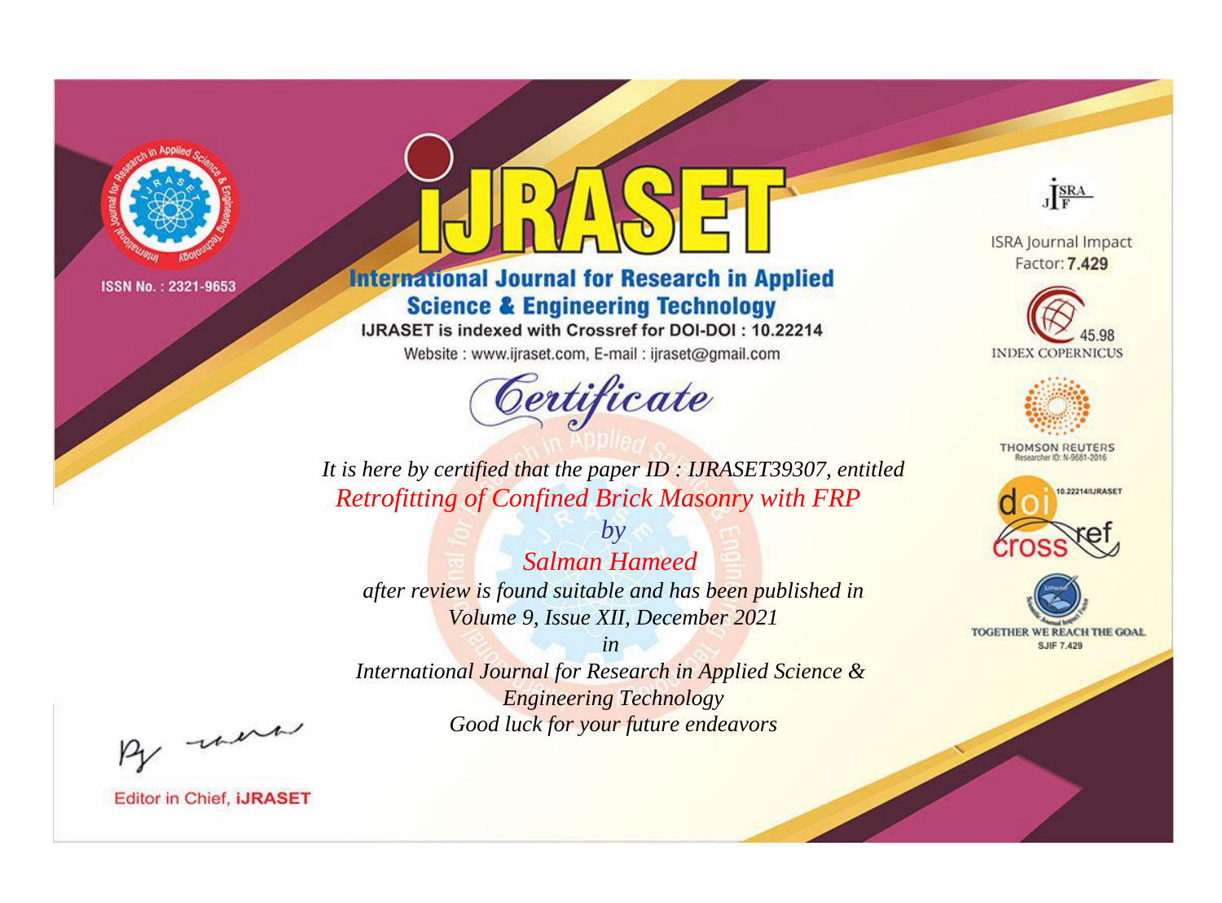ISSN No. : 2321-9653

# iJRASET

## International Journal for Research in Applied Science & Engineering Technology

IJRASET is indexed with Crossref for DOI-DOI : 10.22214

Website : www.ijraset.com, E-mail : ijraset@gmail.com

ISRA Journal Impact Factor: **7.429**

45.98 INDEX COPERNICUS

THOMSON REUTERS Researcher ID: N-9681-2016

10.22214/IJRASET

TOGETHER WE REACH THE GOAL SJIF 7.429

*Certificate*

*It is here by certified that the paper ID : IJRASET39307, entitled*

*Retrofitting of Confined Brick Masonry with FRP*

*by*

*Salman Hameed*

*after review is found suitable and has been published in*

*Volume 9, Issue XII, December 2021*

*in*

*International Journal for Research in Applied Science & Engineering Technology*

*Good luck for your future endeavors*

Editor in Chief, **iJRASET**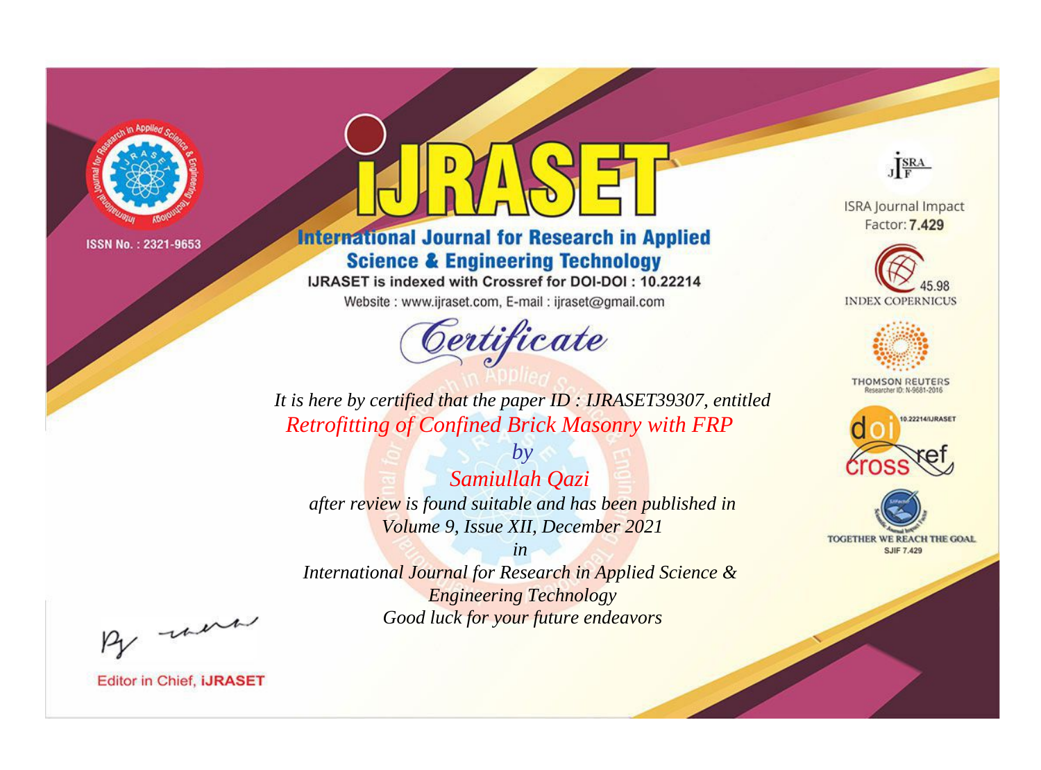ISSN No. : 2321-9653

# iJRASET

## International Journal for Research in Applied Science & Engineering Technology

IJRASET is indexed with Crossref for DOI-DOI : 10.22214

Website : www.ijraset.com, E-mail : ijraset@gmail.com

ISRA Journal Impact Factor: **7.429**

45.98 INDEX COPERNICUS

THOMSON REUTERS Researcher ID: N-9681-2016

10.22214/IJRASET

TOGETHER WE REACH THE GOAL SJIF 7.429

# *Certificate*

*It is here by certified that the paper ID : IJRASET39307, entitled*

*Retrofitting of Confined Brick Masonry with FRP*

*by*

*Samiullah Qazi*

*after review is found suitable and has been published in*

*Volume 9, Issue XII, December 2021*

*in*

*International Journal for Research in Applied Science & Engineering Technology*

*Good luck for your future endeavors*

Editor in Chief, **iJRASET**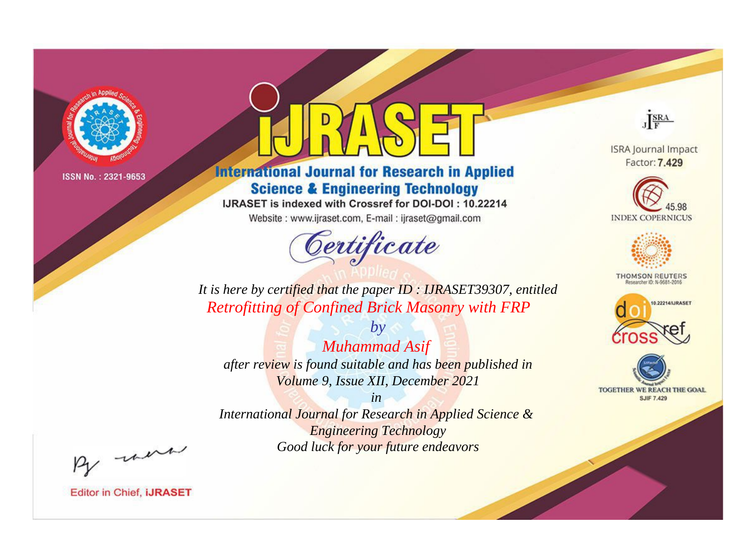ISSN No. : 2321-9653

# IJRASET

## International Journal for Research in Applied Science & Engineering Technology

IJRASET is indexed with Crossref for DOI-DOI : 10.22214

Website : www.ijraset.com, E-mail : ijraset@gmail.com

# *Certificate*

*It is here by certified that the paper ID : IJRASET39307, entitled*

*Retrofitting of Confined Brick Masonry with FRP*

*by*

*Muhammad Asif*

*after review is found suitable and has been published in*

*Volume 9, Issue XII, December 2021*

*in*

*International Journal for Research in Applied Science & Engineering Technology*

*Good luck for your future endeavors*

ISRA Journal Impact Factor: **7.429**

45.98 INDEX COPERNICUS

THOMSON REUTERS Researcher ID: N-9681-2016

10.22214/IJRASET

TOGETHER WE REACH THE GOAL SJIF 7.429

Editor in Chief, **iJRASET**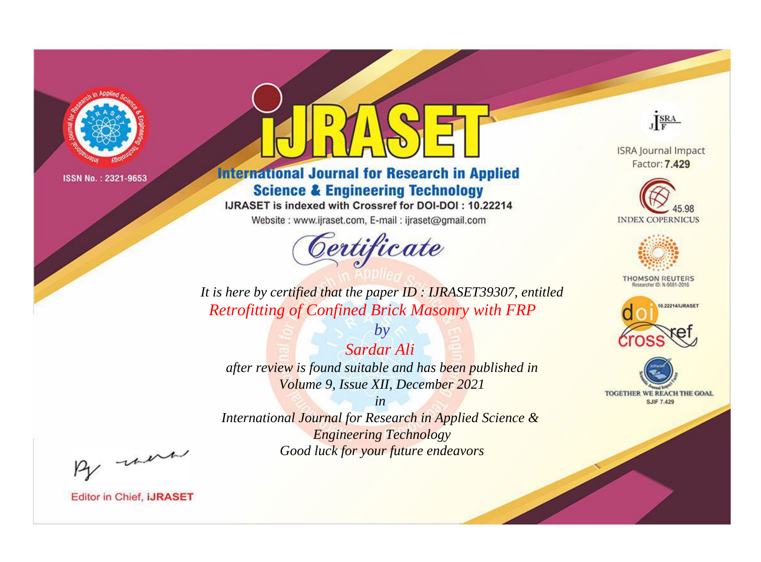ISSN No. : 2321-9653

# IJRASET

## International Journal for Research in Applied Science & Engineering Technology

IJRASET is indexed with Crossref for DOI-DOI : 10.22214

Website : www.ijraset.com, E-mail : ijraset@gmail.com

## Certificate

*It is here by certified that the paper ID : IJRASET39307, entitled*

*Retrofitting of Confined Brick Masonry with FRP*

*by*

*Sardar Ali*

*after review is found suitable and has been published in*

*Volume 9, Issue XII, December 2021*

*in*

*International Journal for Research in Applied Science & Engineering Technology*

*Good luck for your future endeavors*

ISRA Journal Impact Factor: **7.429**

45.98 INDEX COPERNICUS

THOMSON REUTERS Researcher ID: N-9681-2016

10.22214/IJRASET

TOGETHER WE REACH THE GOAL SJIF 7.429

Editor in Chief, **iJRASET**